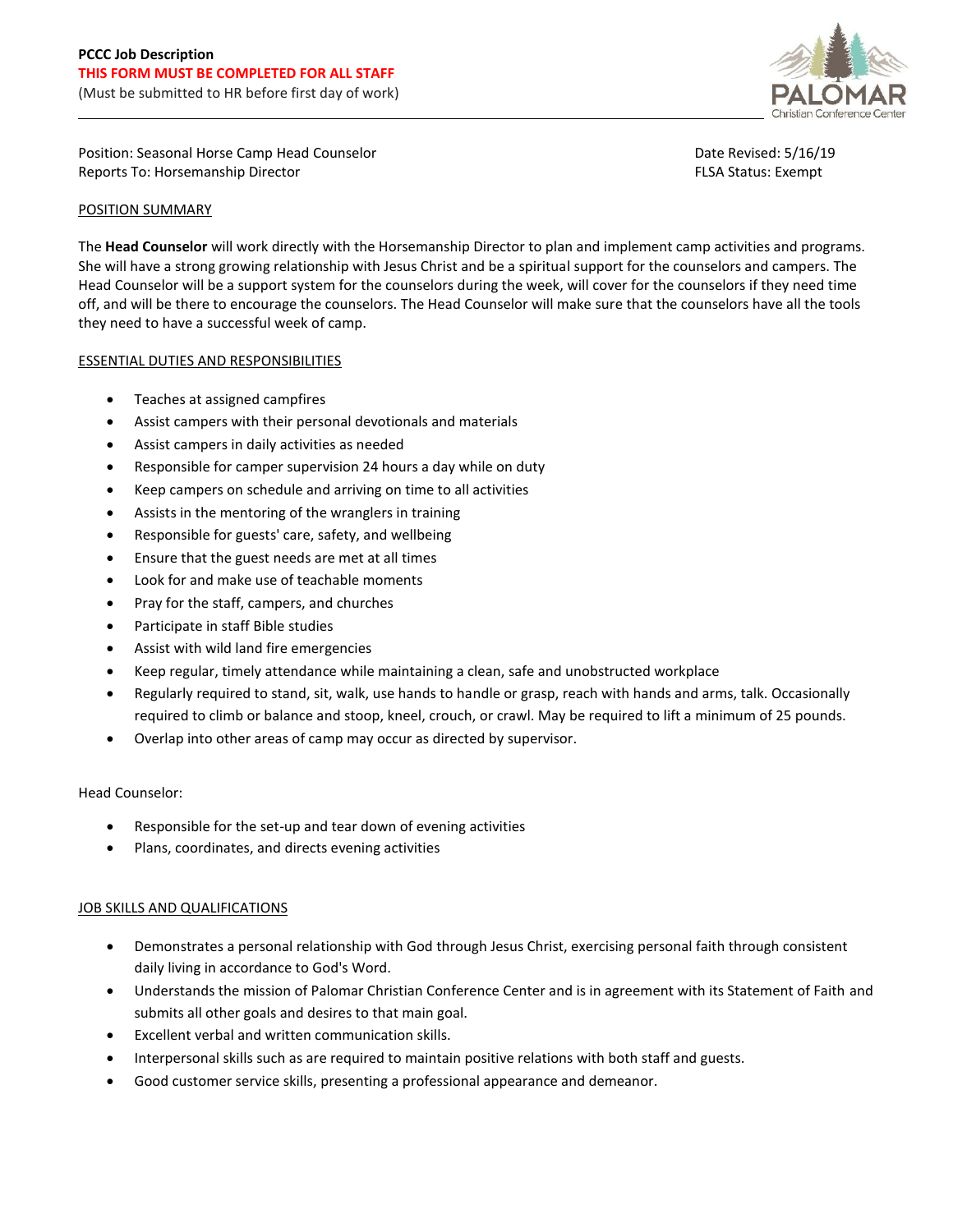**PCCC Job Description**
**THIS FORM MUST BE COMPLETED FOR ALL STAFF**
(Must be submitted to HR before first day of work)

PALOMAR Christian Conference Center

---

Position: Seasonal Horse Camp Head Counselor
Reports To: Horsemanship Director

Date Revised: 5/16/19
FLSA Status: Exempt

## POSITION SUMMARY

The **Head Counselor** will work directly with the Horsemanship Director to plan and implement camp activities and programs. She will have a strong growing relationship with Jesus Christ and be a spiritual support for the counselors and campers. The Head Counselor will be a support system for the counselors during the week, will cover for the counselors if they need time off, and will be there to encourage the counselors. The Head Counselor will make sure that the counselors have all the tools they need to have a successful week of camp.

## ESSENTIAL DUTIES AND RESPONSIBILITIES

- Teaches at assigned campfires
- Assist campers with their personal devotionals and materials
- Assist campers in daily activities as needed
- Responsible for camper supervision 24 hours a day while on duty
- Keep campers on schedule and arriving on time to all activities
- Assists in the mentoring of the wranglers in training
- Responsible for guests' care, safety, and wellbeing
- Ensure that the guest needs are met at all times
- Look for and make use of teachable moments
- Pray for the staff, campers, and churches
- Participate in staff Bible studies
- Assist with wild land fire emergencies
- Keep regular, timely attendance while maintaining a clean, safe and unobstructed workplace
- Regularly required to stand, sit, walk, use hands to handle or grasp, reach with hands and arms, talk. Occasionally required to climb or balance and stoop, kneel, crouch, or crawl. May be required to lift a minimum of 25 pounds.
- Overlap into other areas of camp may occur as directed by supervisor.

Head Counselor:

- Responsible for the set-up and tear down of evening activities
- Plans, coordinates, and directs evening activities

## JOB SKILLS AND QUALIFICATIONS

- Demonstrates a personal relationship with God through Jesus Christ, exercising personal faith through consistent daily living in accordance to God's Word.
- Understands the mission of Palomar Christian Conference Center and is in agreement with its Statement of Faith and submits all other goals and desires to that main goal.
- Excellent verbal and written communication skills.
- Interpersonal skills such as are required to maintain positive relations with both staff and guests.
- Good customer service skills, presenting a professional appearance and demeanor.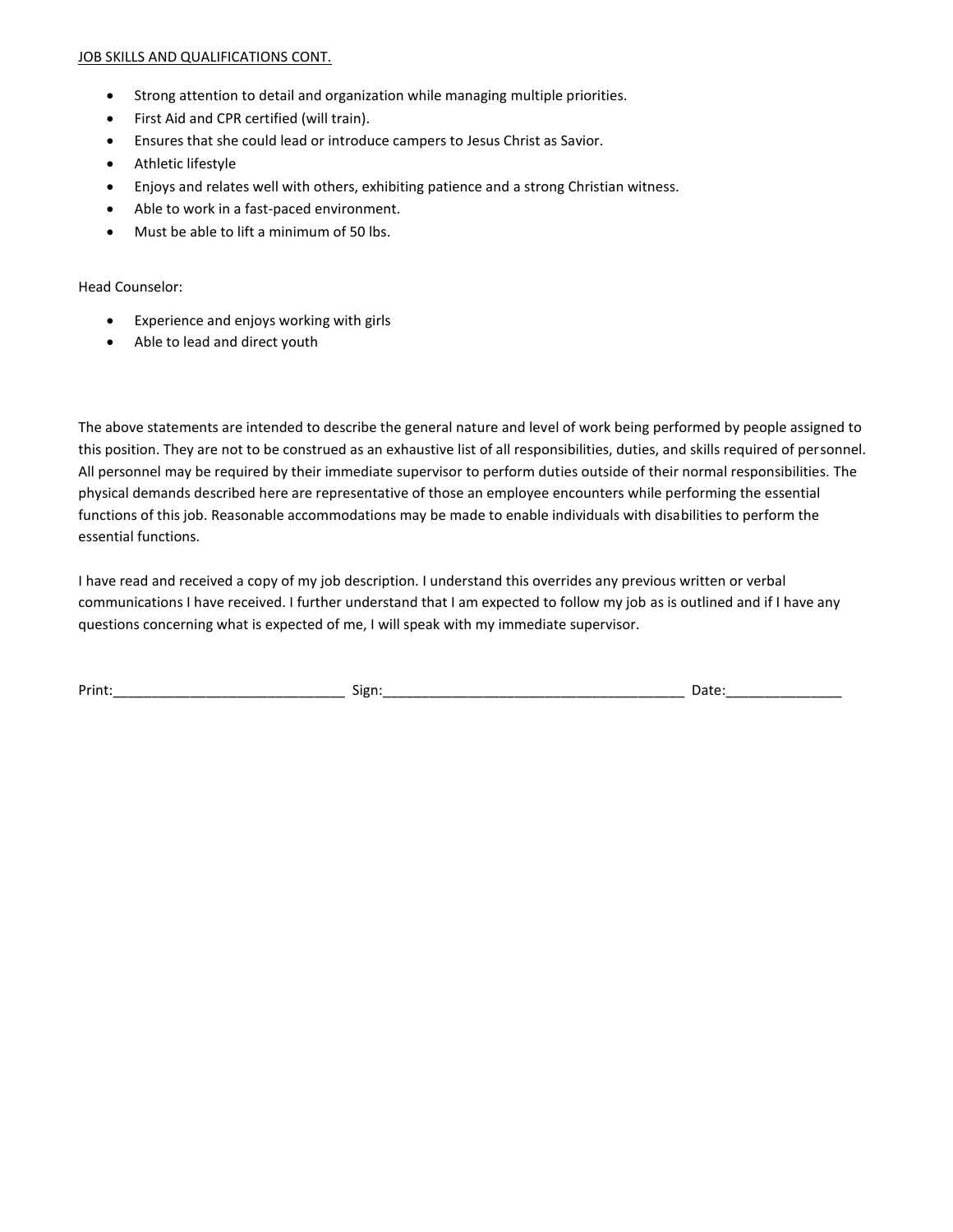<u>JOB SKILLS AND QUALIFICATIONS CONT.</u>

- Strong attention to detail and organization while managing multiple priorities.
- First Aid and CPR certified (will train).
- Ensures that she could lead or introduce campers to Jesus Christ as Savior.
- Athletic lifestyle
- Enjoys and relates well with others, exhibiting patience and a strong Christian witness.
- Able to work in a fast-paced environment.
- Must be able to lift a minimum of 50 lbs.

Head Counselor:

- Experience and enjoys working with girls
- Able to lead and direct youth

The above statements are intended to describe the general nature and level of work being performed by people assigned to this position. They are not to be construed as an exhaustive list of all responsibilities, duties, and skills required of personnel. All personnel may be required by their immediate supervisor to perform duties outside of their normal responsibilities. The physical demands described here are representative of those an employee encounters while performing the essential functions of this job. Reasonable accommodations may be made to enable individuals with disabilities to perform the essential functions.

I have read and received a copy of my job description. I understand this overrides any previous written or verbal communications I have received. I further understand that I am expected to follow my job as is outlined and if I have any questions concerning what is expected of me, I will speak with my immediate supervisor.

Print:______________________________ Sign:_______________________________________ Date:_______________